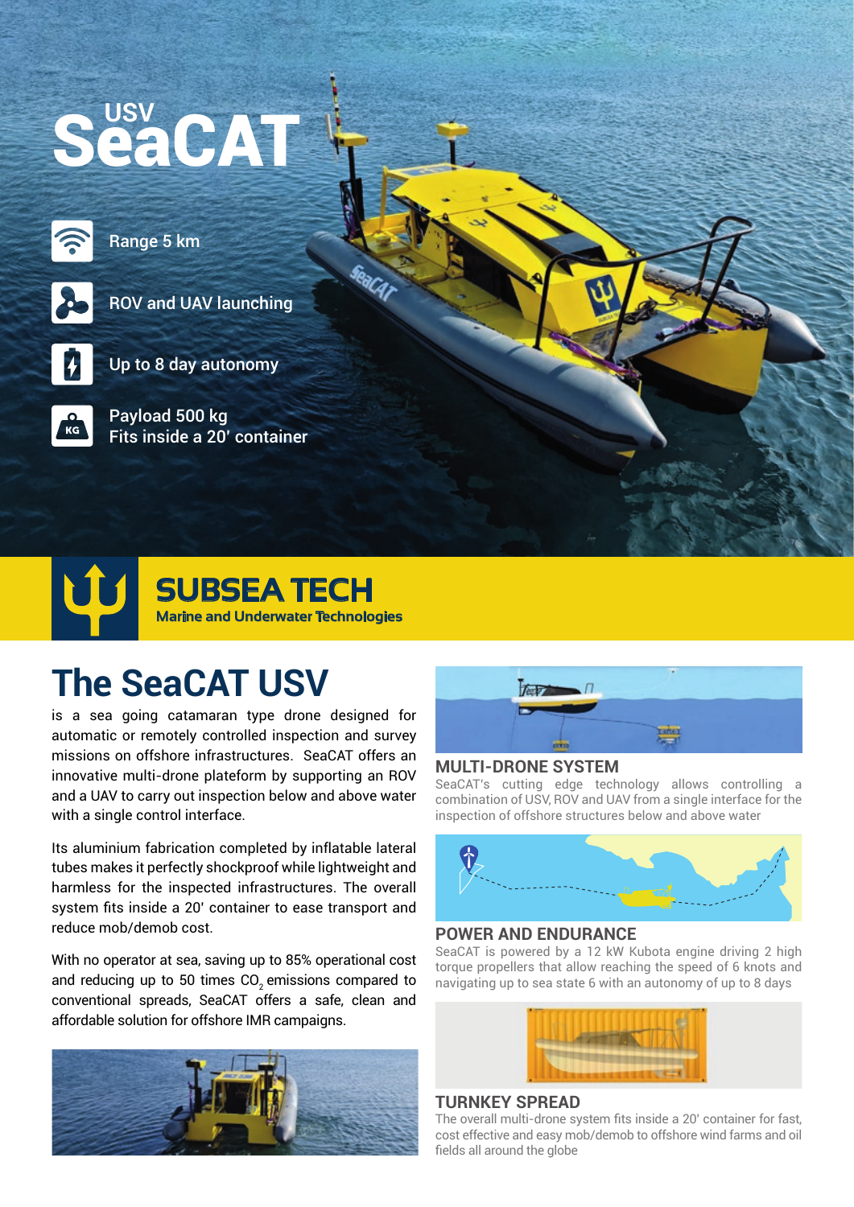# USV SeaCAT

- Range 5 km
- ROV and UAV launching
- Up to 8 day autonomy
- Payload 500 kg
  Fits inside a 20' container

**SUBSEA TECH**
Marine and Underwater Technologies

## The SeaCAT USV

is a sea going catamaran type drone designed for automatic or remotely controlled inspection and survey missions on offshore infrastructures. SeaCAT offers an innovative multi-drone plateform by supporting an ROV and a UAV to carry out inspection below and above water with a single control interface.

Its aluminium fabrication completed by inflatable lateral tubes makes it perfectly shockproof while lightweight and harmless for the inspected infrastructures. The overall system fits inside a 20' container to ease transport and reduce mob/demob cost.

With no operator at sea, saving up to 85% operational cost and reducing up to 50 times $CO_2$ emissions compared to conventional spreads, SeaCAT offers a safe, clean and affordable solution for offshore IMR campaigns.

### MULTI-DRONE SYSTEM

SeaCAT's cutting edge technology allows controlling a combination of USV, ROV and UAV from a single interface for the inspection of offshore structures below and above water

### POWER AND ENDURANCE

SeaCAT is powered by a 12 kW Kubota engine driving 2 high torque propellers that allow reaching the speed of 6 knots and navigating up to sea state 6 with an autonomy of up to 8 days

### TURNKEY SPREAD

The overall multi-drone system fits inside a 20' container for fast, cost effective and easy mob/demob to offshore wind farms and oil fields all around the globe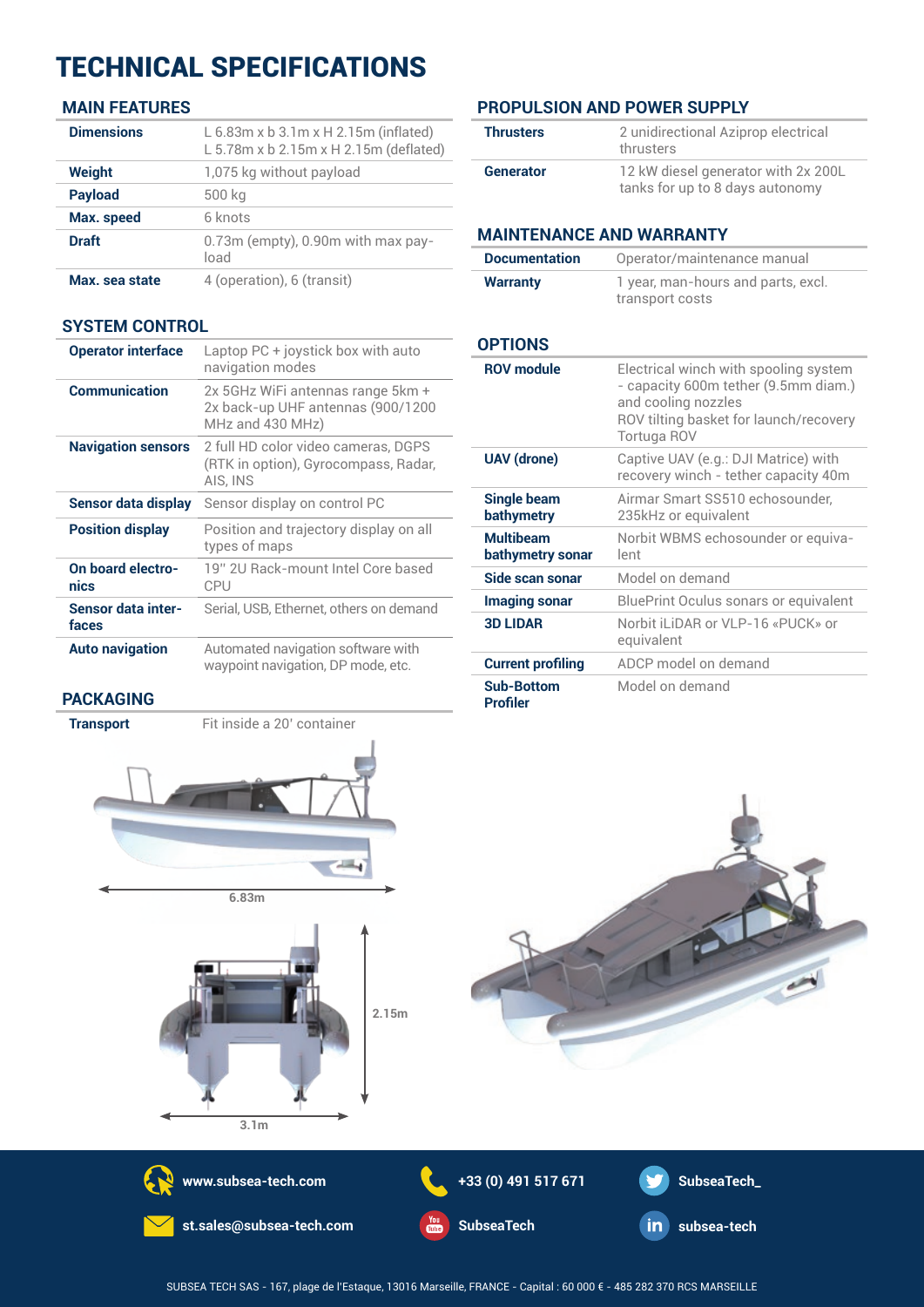# TECHNICAL SPECIFICATIONS

## MAIN FEATURES

| | |
|---|---|
| **Dimensions** | L 6.83m x b 3.1m x H 2.15m (inflated)<br>L 5.78m x b 2.15m x H 2.15m (deflated) |
| **Weight** | 1,075 kg without payload |
| **Payload** | 500 kg |
| **Max. speed** | 6 knots |
| **Draft** | 0.73m (empty), 0.90m with max payload |
| **Max. sea state** | 4 (operation), 6 (transit) |

## SYSTEM CONTROL

| | |
|---|---|
| **Operator interface** | Laptop PC + joystick box with auto navigation modes |
| **Communication** | 2x 5GHz WiFi antennas range 5km + 2x back-up UHF antennas (900/1200 MHz and 430 MHz) |
| **Navigation sensors** | 2 full HD color video cameras, DGPS (RTK in option), Gyrocompass, Radar, AIS, INS |
| **Sensor data display** | Sensor display on control PC |
| **Position display** | Position and trajectory display on all types of maps |
| **On board electronics** | 19'' 2U Rack-mount Intel Core based CPU |
| **Sensor data interfaces** | Serial, USB, Ethernet, others on demand |
| **Auto navigation** | Automated navigation software with waypoint navigation, DP mode, etc. |

## PACKAGING

| | |
|---|---|
| **Transport** | Fit inside a 20' container |

6.83m

2.15m

3.1m

## PROPULSION AND POWER SUPPLY

| | |
|---|---|
| **Thrusters** | 2 unidirectional Aziprop electrical thrusters |
| **Generator** | 12 kW diesel generator with 2x 200L tanks for up to 8 days autonomy |

## MAINTENANCE AND WARRANTY

| | |
|---|---|
| **Documentation** | Operator/maintenance manual |
| **Warranty** | 1 year, man-hours and parts, excl. transport costs |

## OPTIONS

| | |
|---|---|
| **ROV module** | Electrical winch with spooling system - capacity 600m tether (9.5mm diam.) and cooling nozzles<br>ROV tilting basket for launch/recovery Tortuga ROV |
| **UAV (drone)** | Captive UAV (e.g.: DJI Matrice) with recovery winch - tether capacity 40m |
| **Single beam bathymetry** | Airmar Smart SS510 echosounder, 235kHz or equivalent |
| **Multibeam bathymetry sonar** | Norbit WBMS echosounder or equivalent |
| **Side scan sonar** | Model on demand |
| **Imaging sonar** | BluePrint Oculus sonars or equivalent |
| **3D LIDAR** | Norbit iLiDAR or VLP-16 «PUCK» or equivalent |
| **Current profiling** | ADCP model on demand |
| **Sub-Bottom Profiler** | Model on demand |

www.subsea-tech.com
st.sales@subsea-tech.com
+33 (0) 491 517 671
SubseaTech
SubseaTech_
subsea-tech

SUBSEA TECH SAS - 167, plage de l'Estaque, 13016 Marseille, FRANCE - Capital : 60 000 € - 485 282 370 RCS MARSEILLE